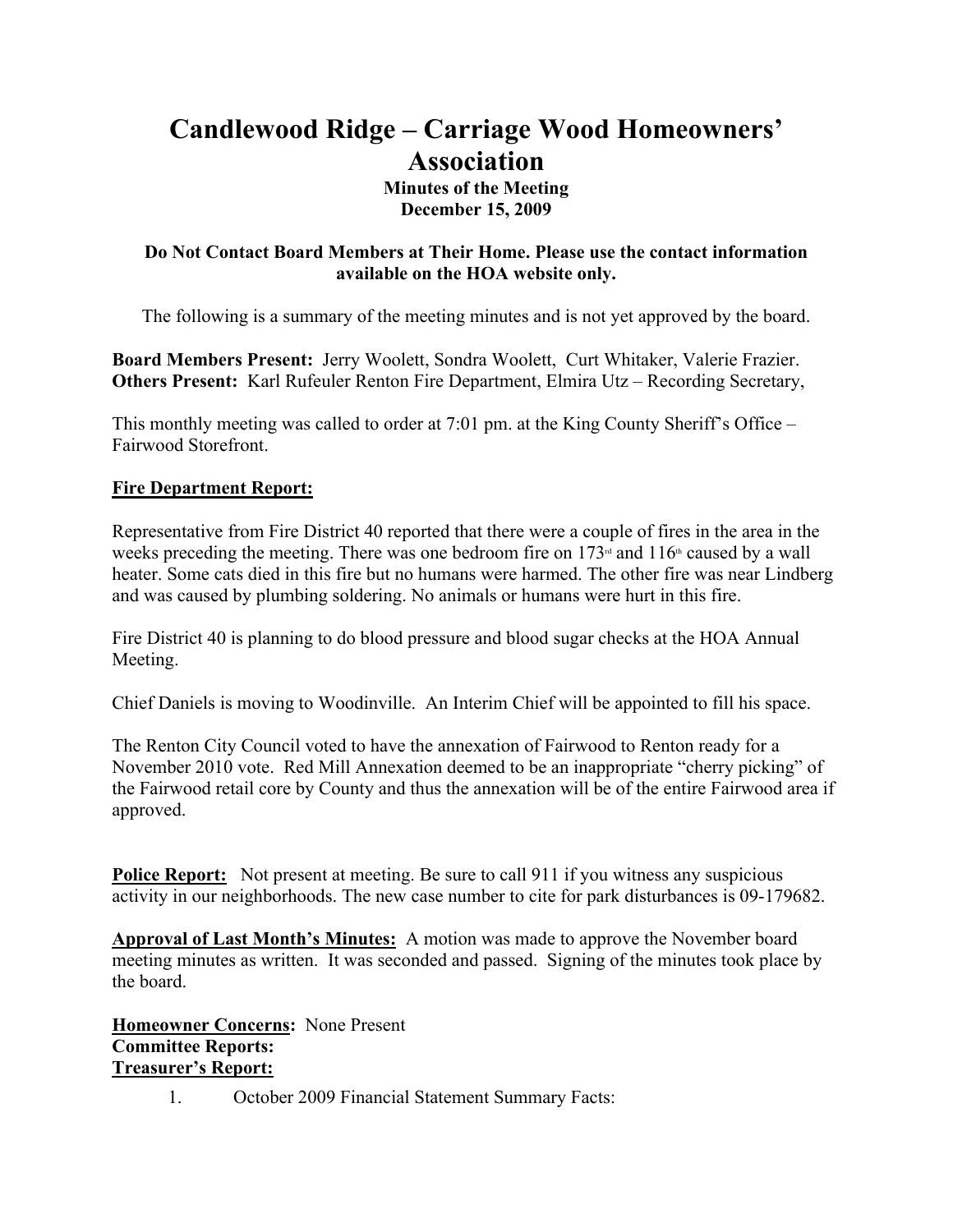# Candlewood Ridge – Carriage Wood Homeowners' Association

**Minutes of the Meeting**
**December 15, 2009**

**Do Not Contact Board Members at Their Home. Please use the contact information available on the HOA website only.**

The following is a summary of the meeting minutes and is not yet approved by the board.

**Board Members Present:** Jerry Woolett, Sondra Woolett, Curt Whitaker, Valerie Frazier.
**Others Present:** Karl Rufeuler Renton Fire Department, Elmira Utz – Recording Secretary,

This monthly meeting was called to order at 7:01 pm. at the King County Sheriff's Office – Fairwood Storefront.

**Fire Department Report:**

Representative from Fire District 40 reported that there were a couple of fires in the area in the weeks preceding the meeting. There was one bedroom fire on 173rd and 116th caused by a wall heater. Some cats died in this fire but no humans were harmed. The other fire was near Lindberg and was caused by plumbing soldering. No animals or humans were hurt in this fire.

Fire District 40 is planning to do blood pressure and blood sugar checks at the HOA Annual Meeting.

Chief Daniels is moving to Woodinville. An Interim Chief will be appointed to fill his space.

The Renton City Council voted to have the annexation of Fairwood to Renton ready for a November 2010 vote. Red Mill Annexation deemed to be an inappropriate "cherry picking" of the Fairwood retail core by County and thus the annexation will be of the entire Fairwood area if approved.

**Police Report:** Not present at meeting. Be sure to call 911 if you witness any suspicious activity in our neighborhoods. The new case number to cite for park disturbances is 09-179682.

**Approval of Last Month's Minutes:** A motion was made to approve the November board meeting minutes as written. It was seconded and passed. Signing of the minutes took place by the board.

**Homeowner Concerns:** None Present
**Committee Reports:**
**Treasurer's Report:**

1. October 2009 Financial Statement Summary Facts: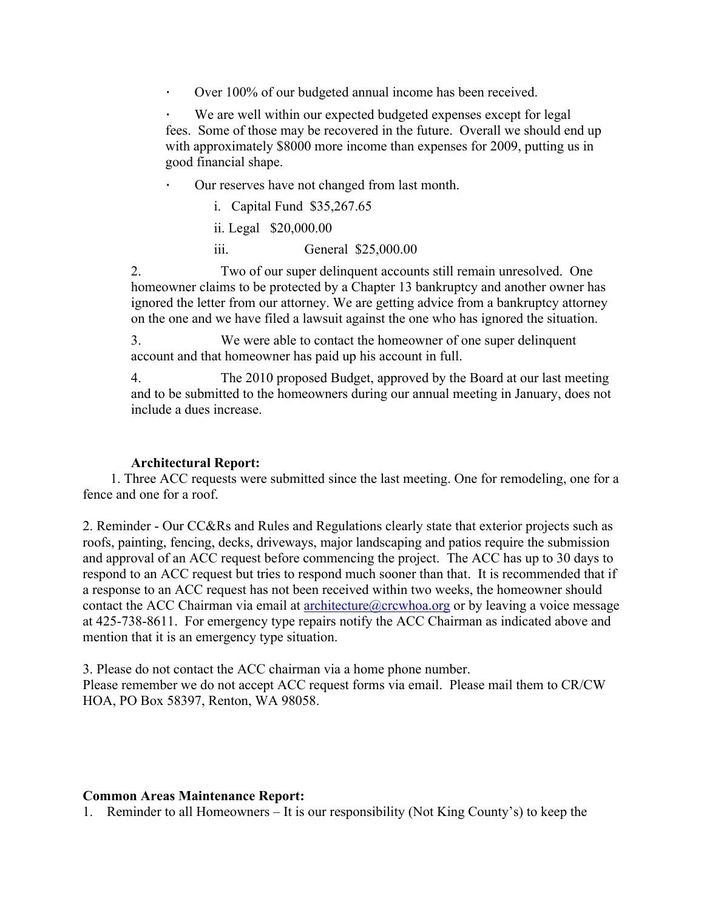- Over 100% of our budgeted annual income has been received.
- We are well within our expected budgeted expenses except for legal fees. Some of those may be recovered in the future. Overall we should end up with approximately $8000 more income than expenses for 2009, putting us in good financial shape.
- Our reserves have not changed from last month.
    - i. Capital Fund $35,267.65
    - ii. Legal $20,000.00
    - iii. General $25,000.00

2. Two of our super delinquent accounts still remain unresolved. One homeowner claims to be protected by a Chapter 13 bankruptcy and another owner has ignored the letter from our attorney. We are getting advice from a bankruptcy attorney on the one and we have filed a lawsuit against the one who has ignored the situation.

3. We were able to contact the homeowner of one super delinquent account and that homeowner has paid up his account in full.

4. The 2010 proposed Budget, approved by the Board at our last meeting and to be submitted to the homeowners during our annual meeting in January, does not include a dues increase.

**Architectural Report:**

1. Three ACC requests were submitted since the last meeting. One for remodeling, one for a fence and one for a roof.

2. Reminder - Our CC&Rs and Rules and Regulations clearly state that exterior projects such as roofs, painting, fencing, decks, driveways, major landscaping and patios require the submission and approval of an ACC request before commencing the project. The ACC has up to 30 days to respond to an ACC request but tries to respond much sooner than that. It is recommended that if a response to an ACC request has not been received within two weeks, the homeowner should contact the ACC Chairman via email at architecture@crcwhoa.org or by leaving a voice message at 425-738-8611. For emergency type repairs notify the ACC Chairman as indicated above and mention that it is an emergency type situation.

3. Please do not contact the ACC chairman via a home phone number.
Please remember we do not accept ACC request forms via email. Please mail them to CR/CW HOA, PO Box 58397, Renton, WA 98058.

**Common Areas Maintenance Report:**

1. Reminder to all Homeowners – It is our responsibility (Not King County's) to keep the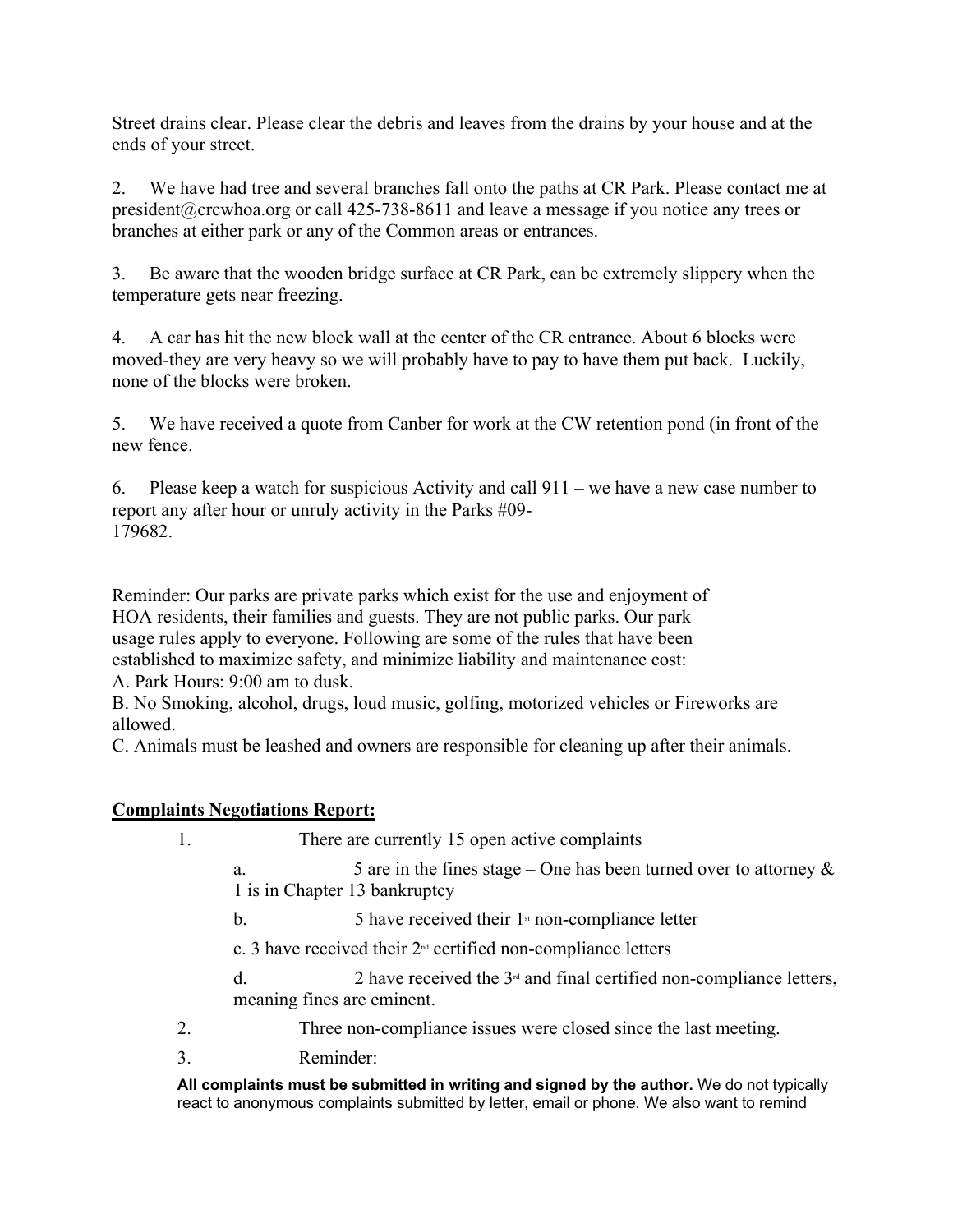Street drains clear. Please clear the debris and leaves from the drains by your house and at the ends of your street.

2. We have had tree and several branches fall onto the paths at CR Park. Please contact me at president@crcwhoa.org or call 425-738-8611 and leave a message if you notice any trees or branches at either park or any of the Common areas or entrances.

3. Be aware that the wooden bridge surface at CR Park, can be extremely slippery when the temperature gets near freezing.

4. A car has hit the new block wall at the center of the CR entrance. About 6 blocks were moved-they are very heavy so we will probably have to pay to have them put back. Luckily, none of the blocks were broken.

5. We have received a quote from Canber for work at the CW retention pond (in front of the new fence.

6. Please keep a watch for suspicious Activity and call 911 – we have a new case number to report any after hour or unruly activity in the Parks #09-179682.

Reminder: Our parks are private parks which exist for the use and enjoyment of HOA residents, their families and guests. They are not public parks. Our park usage rules apply to everyone. Following are some of the rules that have been established to maximize safety, and minimize liability and maintenance cost:
A. Park Hours: 9:00 am to dusk.
B. No Smoking, alcohol, drugs, loud music, golfing, motorized vehicles or Fireworks are allowed.
C. Animals must be leashed and owners are responsible for cleaning up after their animals.

**Complaints Negotiations Report:**

1. There are currently 15 open active complaints
   a. 5 are in the fines stage – One has been turned over to attorney & 1 is in Chapter 13 bankruptcy
   b. 5 have received their 1st non-compliance letter
   c. 3 have received their 2nd certified non-compliance letters
   d. 2 have received the 3rd and final certified non-compliance letters, meaning fines are eminent.
2. Three non-compliance issues were closed since the last meeting.
3. Reminder:

**All complaints must be submitted in writing and signed by the author.** We do not typically react to anonymous complaints submitted by letter, email or phone. We also want to remind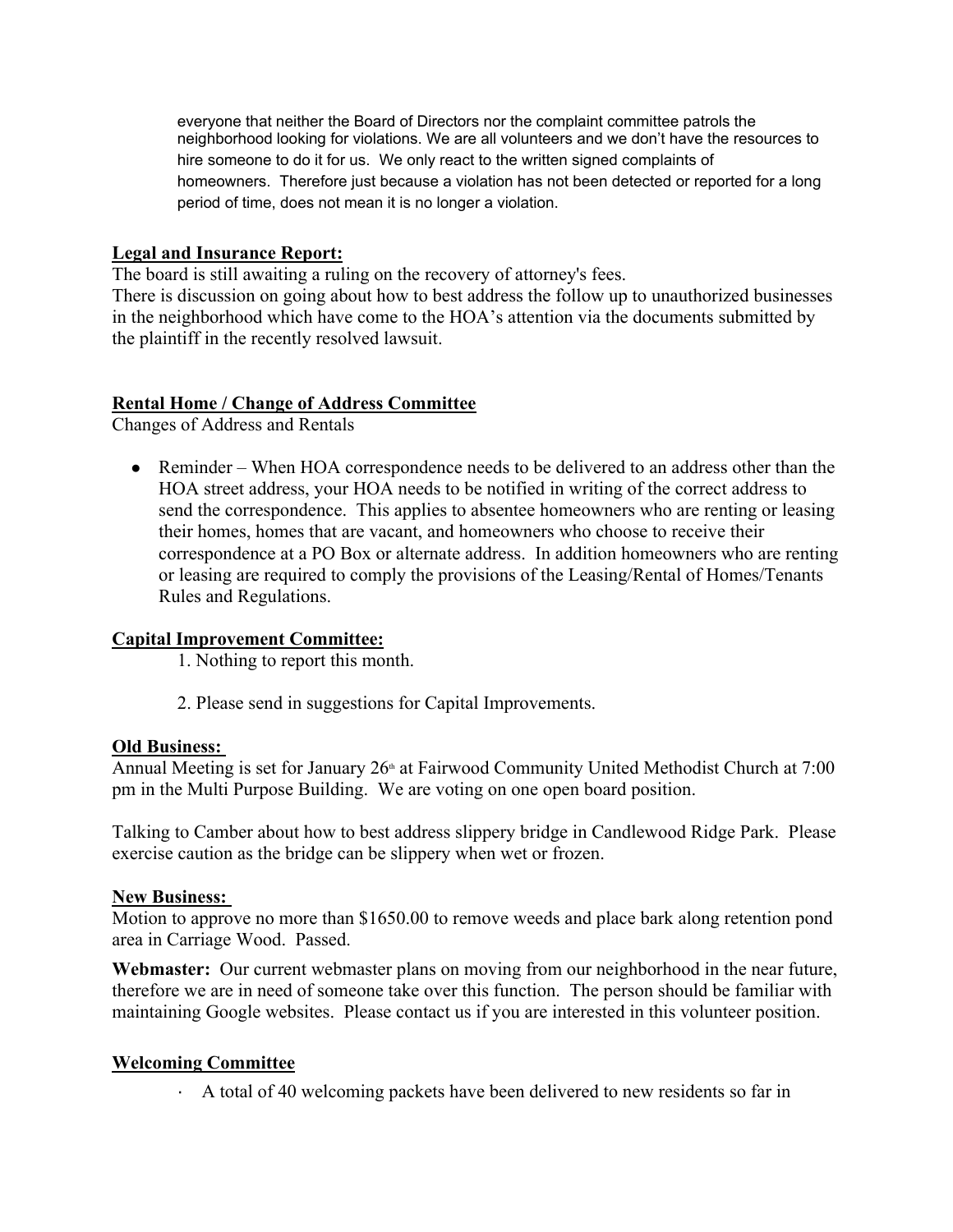everyone that neither the Board of Directors nor the complaint committee patrols the neighborhood looking for violations. We are all volunteers and we don't have the resources to hire someone to do it for us. We only react to the written signed complaints of homeowners. Therefore just because a violation has not been detected or reported for a long period of time, does not mean it is no longer a violation.

**Legal and Insurance Report:**

The board is still awaiting a ruling on the recovery of attorney's fees.

There is discussion on going about how to best address the follow up to unauthorized businesses in the neighborhood which have come to the HOA's attention via the documents submitted by the plaintiff in the recently resolved lawsuit.

**Rental Home / Change of Address Committee**

Changes of Address and Rentals

- Reminder – When HOA correspondence needs to be delivered to an address other than the HOA street address, your HOA needs to be notified in writing of the correct address to send the correspondence. This applies to absentee homeowners who are renting or leasing their homes, homes that are vacant, and homeowners who choose to receive their correspondence at a PO Box or alternate address. In addition homeowners who are renting or leasing are required to comply the provisions of the Leasing/Rental of Homes/Tenants Rules and Regulations.

**Capital Improvement Committee:**

1. Nothing to report this month.

2. Please send in suggestions for Capital Improvements.

**Old Business:**

Annual Meeting is set for January 26th at Fairwood Community United Methodist Church at 7:00 pm in the Multi Purpose Building. We are voting on one open board position.

Talking to Camber about how to best address slippery bridge in Candlewood Ridge Park. Please exercise caution as the bridge can be slippery when wet or frozen.

**New Business:**

Motion to approve no more than $1650.00 to remove weeds and place bark along retention pond area in Carriage Wood. Passed.

**Webmaster:** Our current webmaster plans on moving from our neighborhood in the near future, therefore we are in need of someone take over this function. The person should be familiar with maintaining Google websites. Please contact us if you are interested in this volunteer position.

**Welcoming Committee**

- A total of 40 welcoming packets have been delivered to new residents so far in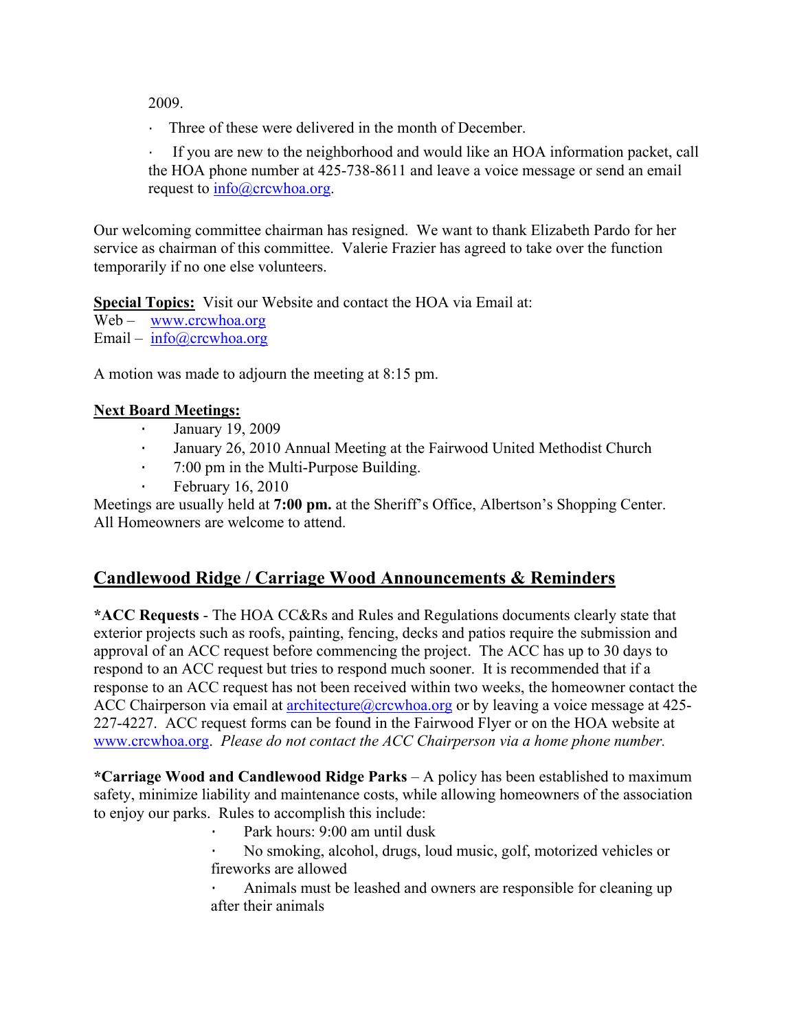2009.

- Three of these were delivered in the month of December.
- If you are new to the neighborhood and would like an HOA information packet, call the HOA phone number at 425-738-8611 and leave a voice message or send an email request to info@crcwhoa.org.

Our welcoming committee chairman has resigned. We want to thank Elizabeth Pardo for her service as chairman of this committee. Valerie Frazier has agreed to take over the function temporarily if no one else volunteers.

**Special Topics:** Visit our Website and contact the HOA via Email at:
Web – www.crcwhoa.org
Email – info@crcwhoa.org

A motion was made to adjourn the meeting at 8:15 pm.

**Next Board Meetings:**

- January 19, 2009
- January 26, 2010 Annual Meeting at the Fairwood United Methodist Church
- 7:00 pm in the Multi-Purpose Building.
- February 16, 2010

Meetings are usually held at **7:00 pm.** at the Sheriff's Office, Albertson's Shopping Center. All Homeowners are welcome to attend.

## Candlewood Ridge / Carriage Wood Announcements & Reminders

***ACC Requests** - The HOA CC&Rs and Rules and Regulations documents clearly state that exterior projects such as roofs, painting, fencing, decks and patios require the submission and approval of an ACC request before commencing the project. The ACC has up to 30 days to respond to an ACC request but tries to respond much sooner. It is recommended that if a response to an ACC request has not been received within two weeks, the homeowner contact the ACC Chairperson via email at architecture@crcwhoa.org or by leaving a voice message at 425-227-4227. ACC request forms can be found in the Fairwood Flyer or on the HOA website at www.crcwhoa.org. *Please do not contact the ACC Chairperson via a home phone number.*

***Carriage Wood and Candlewood Ridge Parks** – A policy has been established to maximum safety, minimize liability and maintenance costs, while allowing homeowners of the association to enjoy our parks. Rules to accomplish this include:

- Park hours: 9:00 am until dusk
- No smoking, alcohol, drugs, loud music, golf, motorized vehicles or fireworks are allowed
- Animals must be leashed and owners are responsible for cleaning up after their animals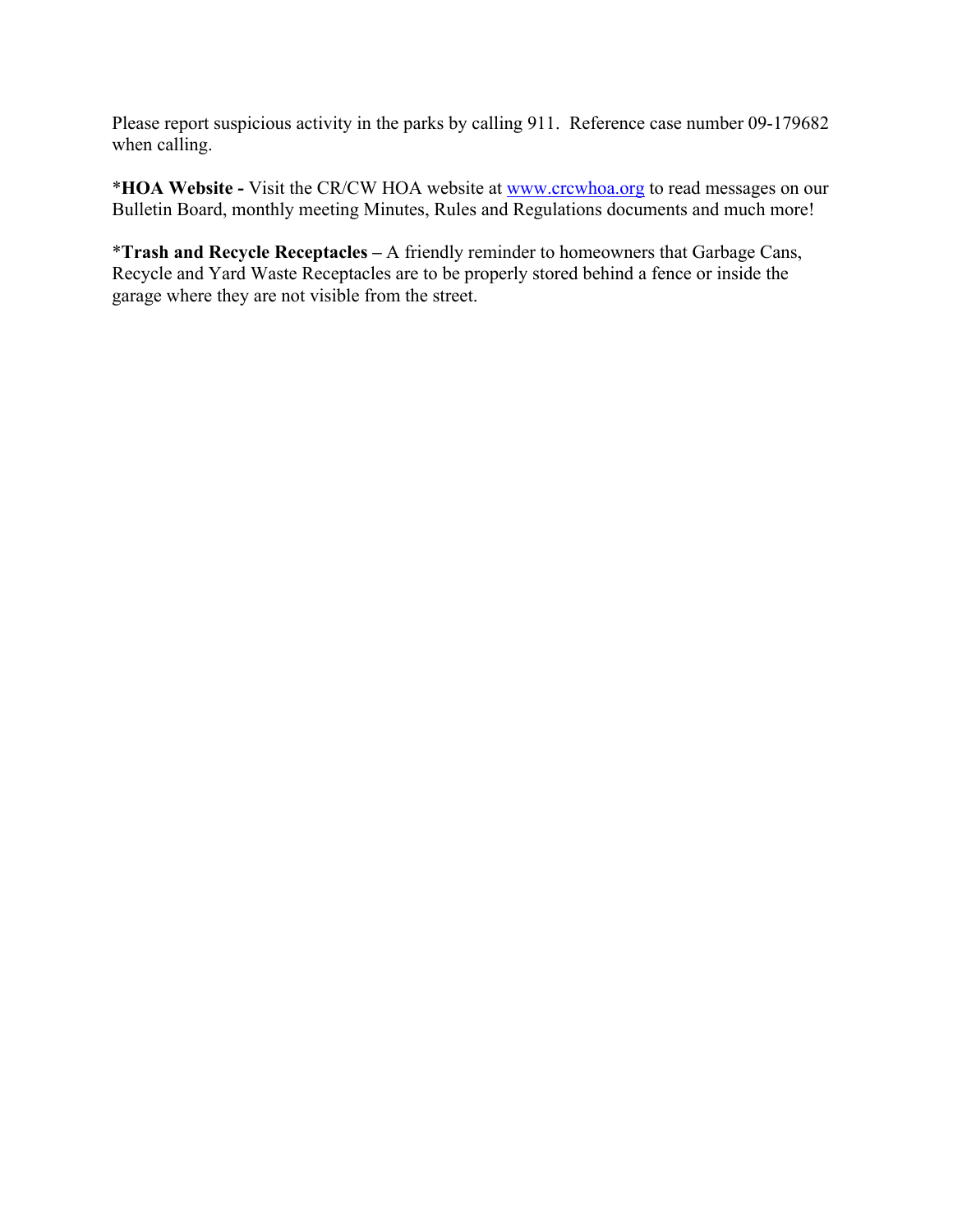Please report suspicious activity in the parks by calling 911. Reference case number 09-179682 when calling.

***HOA Website -** Visit the CR/CW HOA website at [www.crcwhoa.org](http://www.crcwhoa.org) to read messages on our Bulletin Board, monthly meeting Minutes, Rules and Regulations documents and much more!

***Trash and Recycle Receptacles –** A friendly reminder to homeowners that Garbage Cans, Recycle and Yard Waste Receptacles are to be properly stored behind a fence or inside the garage where they are not visible from the street.